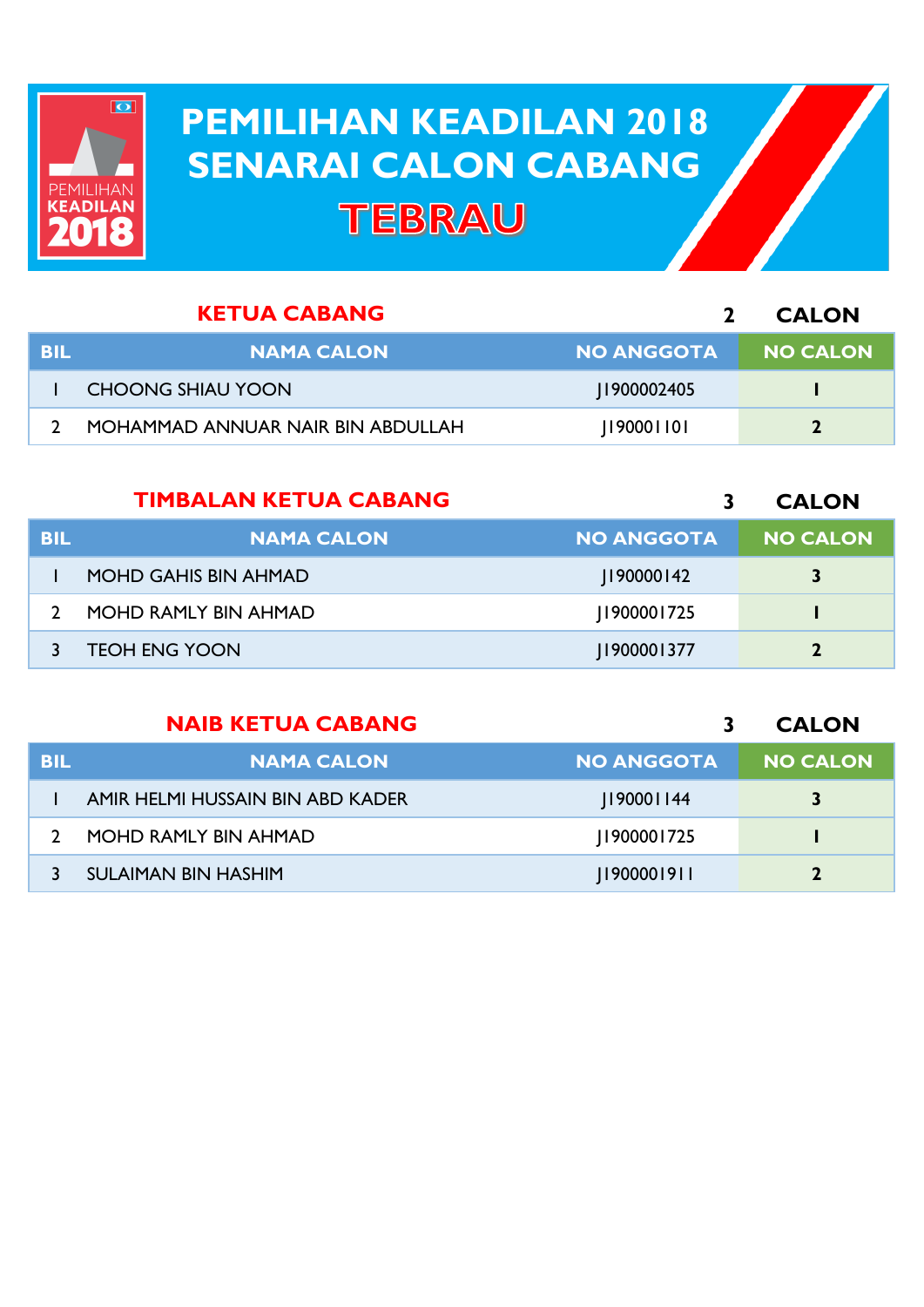# PEMILIHAN KEADILAN 2018
# SENARAI CALON CABANG
# TEBRAU

## KETUA CABANG

2 CALON

| BIL | NAMA CALON | NO ANGGOTA | NO CALON |
|---|---|---|---|
| 1 | CHOONG SHIAU YOON | J1900002405 | 1 |
| 2 | MOHAMMAD ANNUAR NAIR BIN ABDULLAH | J190001101 | 2 |

## TIMBALAN KETUA CABANG

3 CALON

| BIL | NAMA CALON | NO ANGGOTA | NO CALON |
|---|---|---|---|
| 1 | MOHD GAHIS BIN AHMAD | J190000142 | 3 |
| 2 | MOHD RAMLY BIN AHMAD | J1900001725 | 1 |
| 3 | TEOH ENG YOON | J1900001377 | 2 |

## NAIB KETUA CABANG

3 CALON

| BIL | NAMA CALON | NO ANGGOTA | NO CALON |
|---|---|---|---|
| 1 | AMIR HELMI HUSSAIN BIN ABD KADER | J190001144 | 3 |
| 2 | MOHD RAMLY BIN AHMAD | J1900001725 | 1 |
| 3 | SULAIMAN BIN HASHIM | J1900001911 | 2 |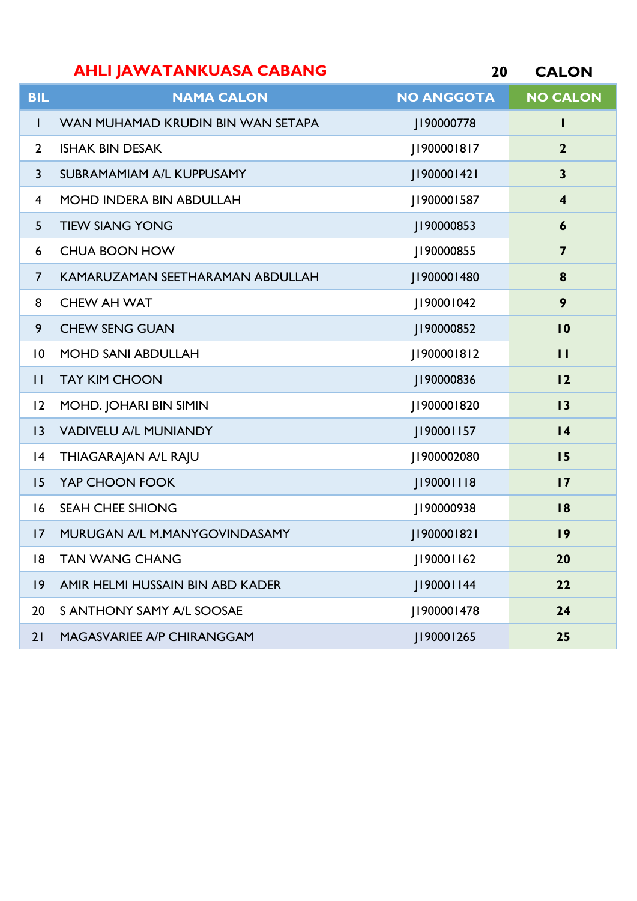## AHLI JAWATANKUASA CABANG

**20 CALON**

| BIL | NAMA CALON | NO ANGGOTA | NO CALON |
|---|---|---|---|
| 1 | WAN MUHAMAD KRUDIN BIN WAN SETAPA | J190000778 | **1** |
| 2 | ISHAK BIN DESAK | J1900001817 | **2** |
| 3 | SUBRAMAMIAM A/L KUPPUSAMY | J1900001421 | **3** |
| 4 | MOHD INDERA BIN ABDULLAH | J1900001587 | **4** |
| 5 | TIEW SIANG YONG | J190000853 | **6** |
| 6 | CHUA BOON HOW | J190000855 | **7** |
| 7 | KAMARUZAMAN SEETHARAMAN ABDULLAH | J1900001480 | **8** |
| 8 | CHEW AH WAT | J190001042 | **9** |
| 9 | CHEW SENG GUAN | J190000852 | **10** |
| 10 | MOHD SANI ABDULLAH | J1900001812 | **11** |
| 11 | TAY KIM CHOON | J190000836 | **12** |
| 12 | MOHD. JOHARI BIN SIMIN | J1900001820 | **13** |
| 13 | VADIVELU A/L MUNIANDY | J190001157 | **14** |
| 14 | THIAGARAJAN A/L RAJU | J1900002080 | **15** |
| 15 | YAP CHOON FOOK | J190001118 | **17** |
| 16 | SEAH CHEE SHIONG | J190000938 | **18** |
| 17 | MURUGAN A/L M.MANYGOVINDASAMY | J1900001821 | **19** |
| 18 | TAN WANG CHANG | J190001162 | **20** |
| 19 | AMIR HELMI HUSSAIN BIN ABD KADER | J190001144 | **22** |
| 20 | S ANTHONY SAMY A/L SOOSAE | J1900001478 | **24** |
| 21 | MAGASVARIEE A/P CHIRANGGAM | J190001265 | **25** |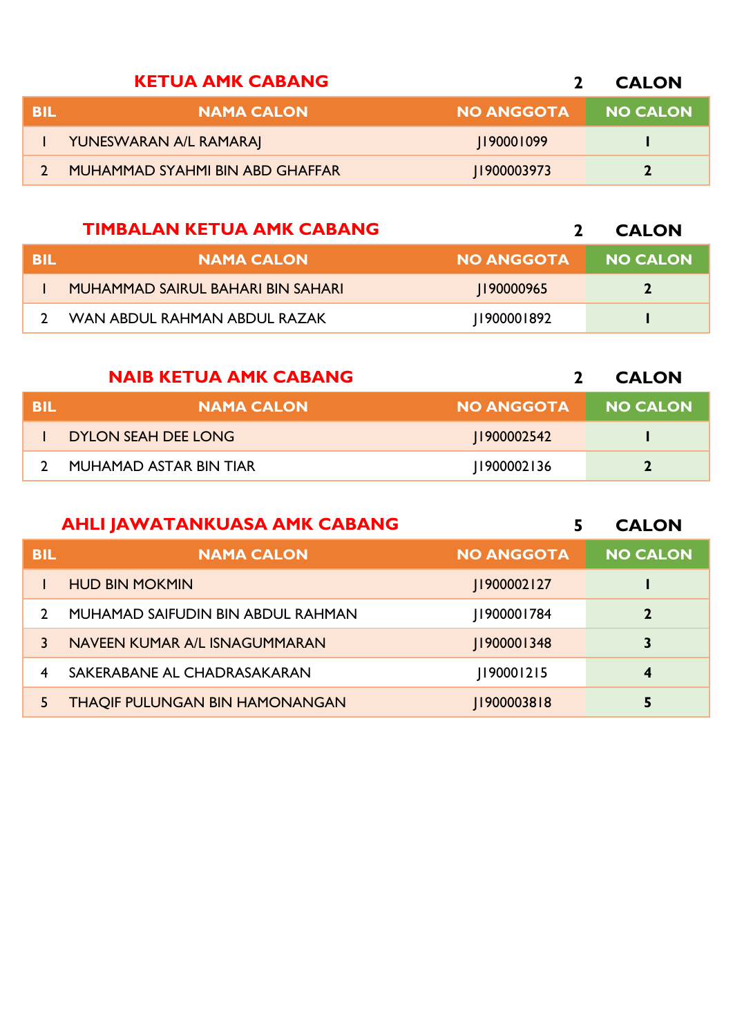## KETUA AMK CABANG

**2 CALON**

| BIL | NAMA CALON | NO ANGGOTA | NO CALON |
|---|---|---|---|
| 1 | YUNESWARAN A/L RAMARAJ | J190001099 | **1** |
| 2 | MUHAMMAD SYAHMI BIN ABD GHAFFAR | J1900003973 | **2** |

## TIMBALAN KETUA AMK CABANG

**2 CALON**

| BIL | NAMA CALON | NO ANGGOTA | NO CALON |
|---|---|---|---|
| 1 | MUHAMMAD SAIRUL BAHARI BIN SAHARI | J190000965 | **2** |
| 2 | WAN ABDUL RAHMAN ABDUL RAZAK | J1900001892 | **1** |

## NAIB KETUA AMK CABANG

**2 CALON**

| BIL | NAMA CALON | NO ANGGOTA | NO CALON |
|---|---|---|---|
| 1 | DYLON SEAH DEE LONG | J1900002542 | **1** |
| 2 | MUHAMAD ASTAR BIN TIAR | J1900002136 | **2** |

## AHLI JAWATANKUASA AMK CABANG

**5 CALON**

| BIL | NAMA CALON | NO ANGGOTA | NO CALON |
|---|---|---|---|
| 1 | HUD BIN MOKMIN | J1900002127 | **1** |
| 2 | MUHAMAD SAIFUDIN BIN ABDUL RAHMAN | J1900001784 | **2** |
| 3 | NAVEEN KUMAR A/L ISNAGUMMARAN | J1900001348 | **3** |
| 4 | SAKERABANE AL CHADRASAKARAN | J190001215 | **4** |
| 5 | THAQIF PULUNGAN BIN HAMONANGAN | J1900003818 | **5** |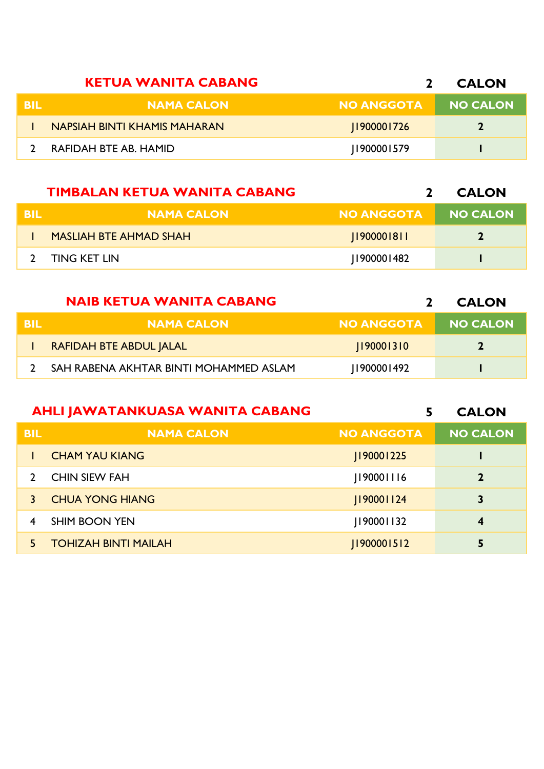## KETUA WANITA CABANG

**2 CALON**

| BIL | NAMA CALON | NO ANGGOTA | NO CALON |
|---|---|---|---|
| 1 | NAPSIAH BINTI KHAMIS MAHARAN | J1900001726 | 2 |
| 2 | RAFIDAH BTE AB. HAMID | J1900001579 | 1 |

## TIMBALAN KETUA WANITA CABANG

**2 CALON**

| BIL | NAMA CALON | NO ANGGOTA | NO CALON |
|---|---|---|---|
| 1 | MASLIAH BTE AHMAD SHAH | J1900001811 | 2 |
| 2 | TING KET LIN | J1900001482 | 1 |

## NAIB KETUA WANITA CABANG

**2 CALON**

| BIL | NAMA CALON | NO ANGGOTA | NO CALON |
|---|---|---|---|
| 1 | RAFIDAH BTE ABDUL JALAL | J190001310 | 2 |
| 2 | SAH RABENA AKHTAR BINTI MOHAMMED ASLAM | J1900001492 | 1 |

## AHLI JAWATANKUASA WANITA CABANG

**5 CALON**

| BIL | NAMA CALON | NO ANGGOTA | NO CALON |
|---|---|---|---|
| 1 | CHAM YAU KIANG | J190001225 | 1 |
| 2 | CHIN SIEW FAH | J190001116 | 2 |
| 3 | CHUA YONG HIANG | J190001124 | 3 |
| 4 | SHIM BOON YEN | J190001132 | 4 |
| 5 | TOHIZAH BINTI MAILAH | J1900001512 | 5 |